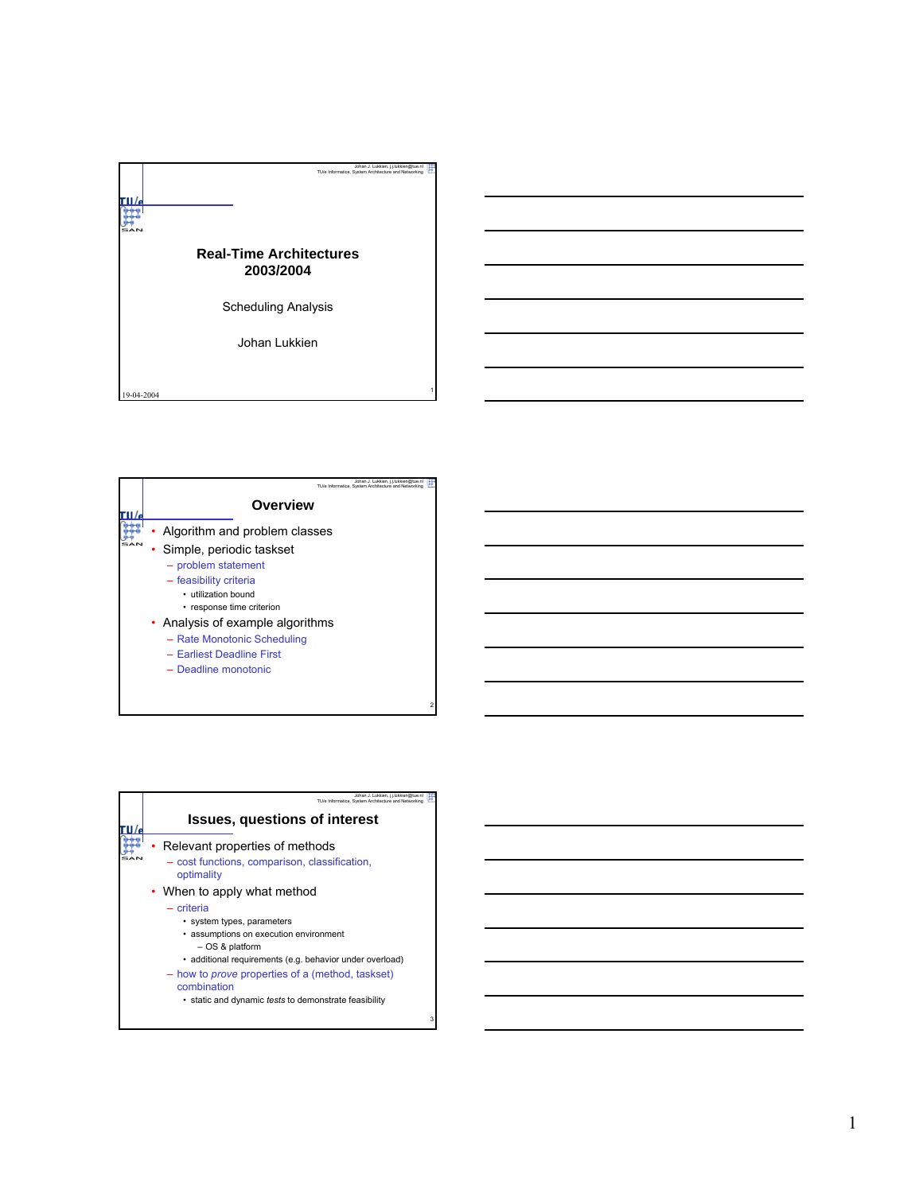# Real-Time Architectures 2003/2004

Scheduling Analysis

Johan Lukkien

19-04-2004

## Overview

- Algorithm and problem classes
- Simple, periodic taskset
  - problem statement
  - feasibility criteria
    - utilization bound
    - response time criterion
- Analysis of example algorithms
  - Rate Monotonic Scheduling
  - Earliest Deadline First
  - Deadline monotonic

## Issues, questions of interest

- Relevant properties of methods
  - cost functions, comparison, classification, optimality
- When to apply what method
  - criteria
    - system types, parameters
    - assumptions on execution environment
      - OS & platform
    - additional requirements (e.g. behavior under overload)
  - how to *prove* properties of a (method, taskset) combination
    - static and dynamic *tests* to demonstrate feasibility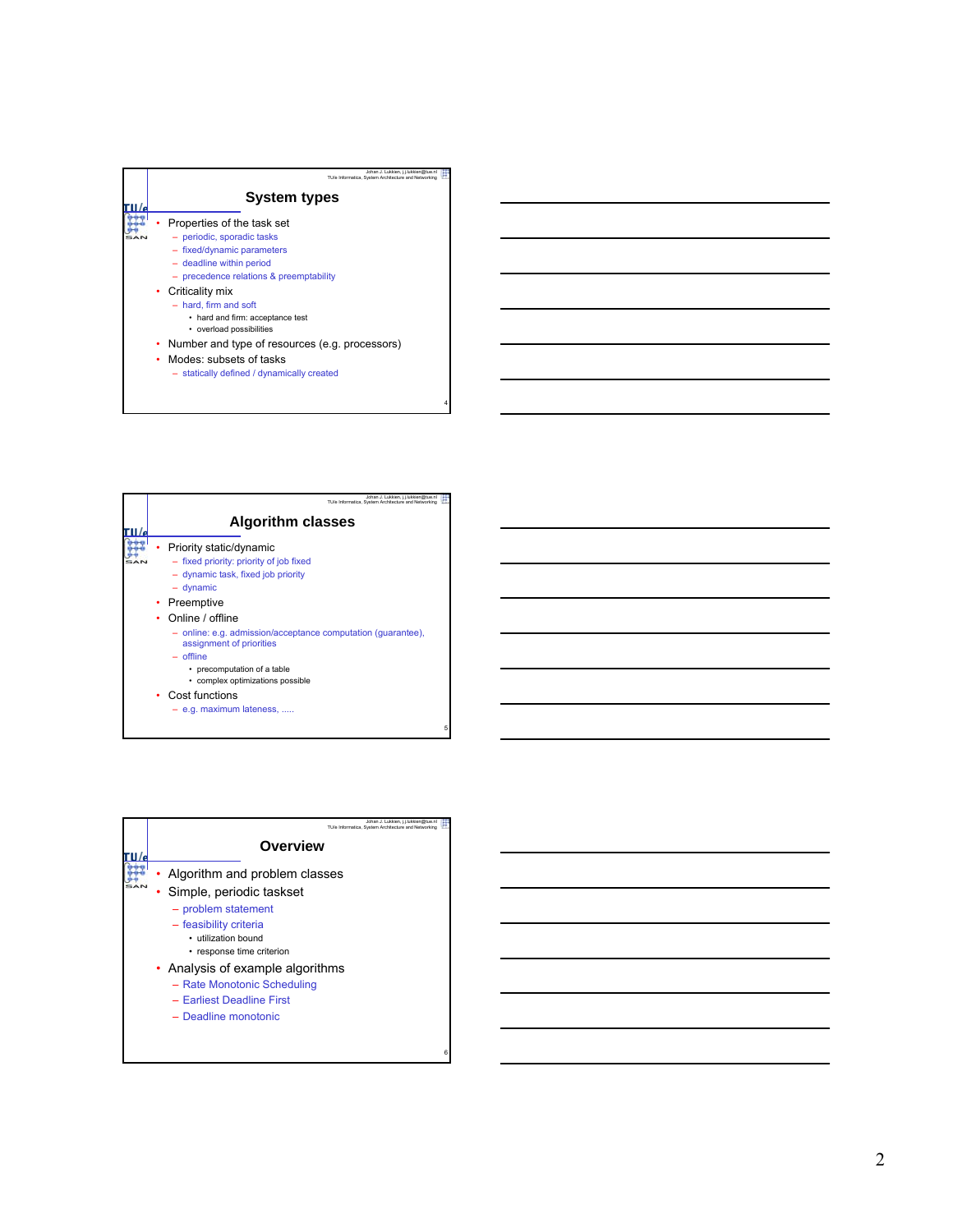## System types

- Properties of the task set
  - periodic, sporadic tasks
  - fixed/dynamic parameters
  - deadline within period
  - precedence relations & preemptability
- Criticality mix
  - hard, firm and soft
    - hard and firm: acceptance test
    - overload possibilities
- Number and type of resources (e.g. processors)
- Modes: subsets of tasks
  - statically defined / dynamically created

## Algorithm classes

- Priority static/dynamic
  - fixed priority: priority of job fixed
  - dynamic task, fixed job priority
  - dynamic
- Preemptive
- Online / offline
  - online: e.g. admission/acceptance computation (guarantee), assignment of priorities
  - offline
    - precomputation of a table
    - complex optimizations possible
- Cost functions
  - e.g. maximum lateness, .....

## Overview

- Algorithm and problem classes
- Simple, periodic taskset
  - problem statement
  - feasibility criteria
    - utilization bound
    - response time criterion
- Analysis of example algorithms
  - Rate Monotonic Scheduling
  - Earliest Deadline First
  - Deadline monotonic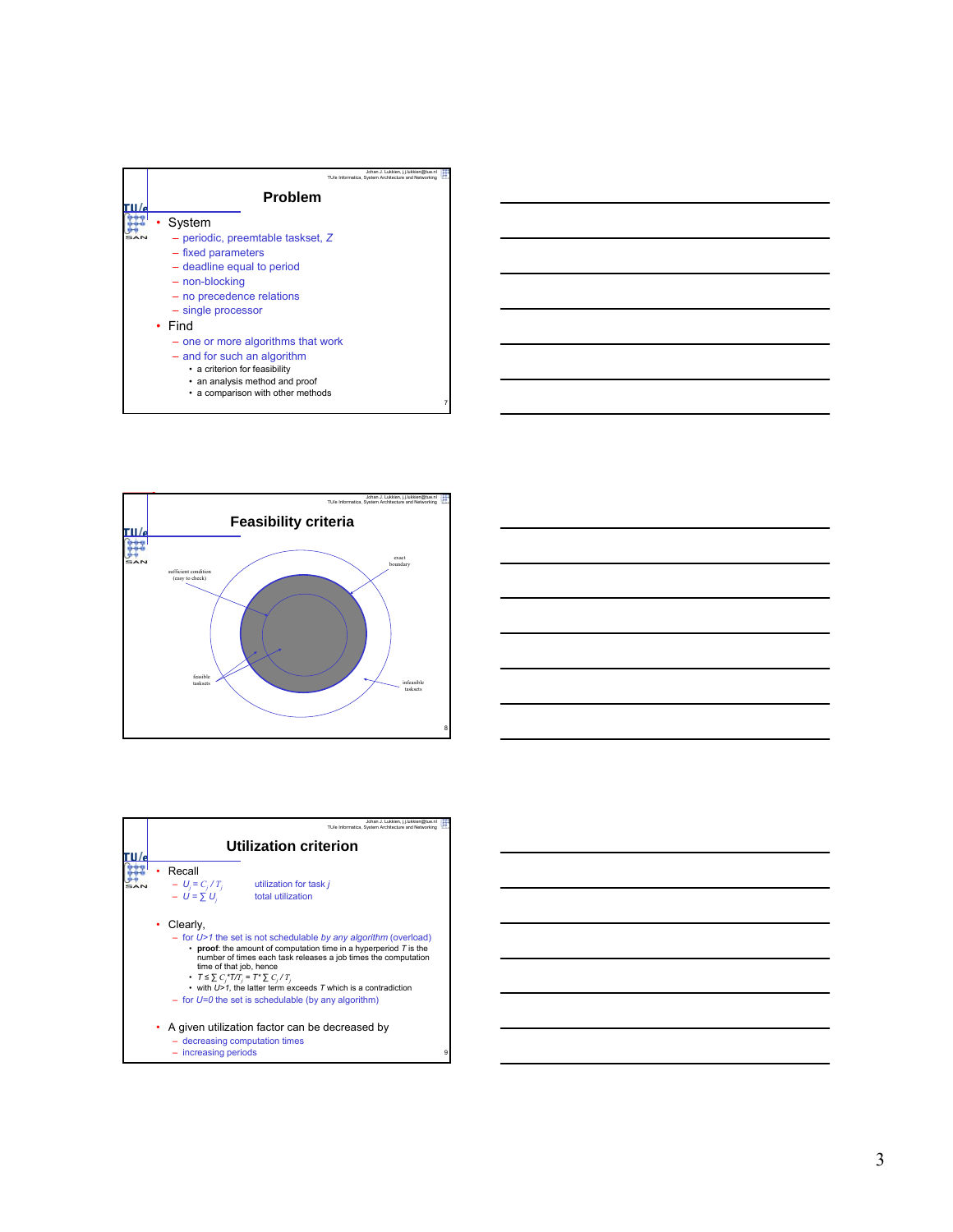## Problem

- System
  - periodic, preemtable taskset, $Z$
  - fixed parameters
  - deadline equal to period
  - non-blocking
  - no precedence relations
  - single processor
- Find
  - one or more algorithms that work
  - and for such an algorithm
    - a criterion for feasibility
    - an analysis method and proof
    - a comparison with other methods

## Feasibility criteria

sufficient condition (easy to check)

exact boundary

feasible tasksets

infeasible tasksets

## Utilization criterion

- Recall
  - $U_j = C_j / T_j$ — utilization for task $j$
  - $U = \sum U_j$ — total utilization
- Clearly,
  - for $U>1$ the set is not schedulable *by any algorithm* (overload)
    - **proof**: the amount of computation time in a hyperperiod $T$ is the number of times each task releases a job times the computation time of that job, hence
    - $T \leq \sum C_j{*}T/T_j = T{*} \sum C_j / T_j$
    - with $U>1$, the latter term exceeds $T$ which is a contradiction
  - for $U=0$ the set is schedulable (by any algorithm)
- A given utilization factor can be decreased by
  - decreasing computation times
  - increasing periods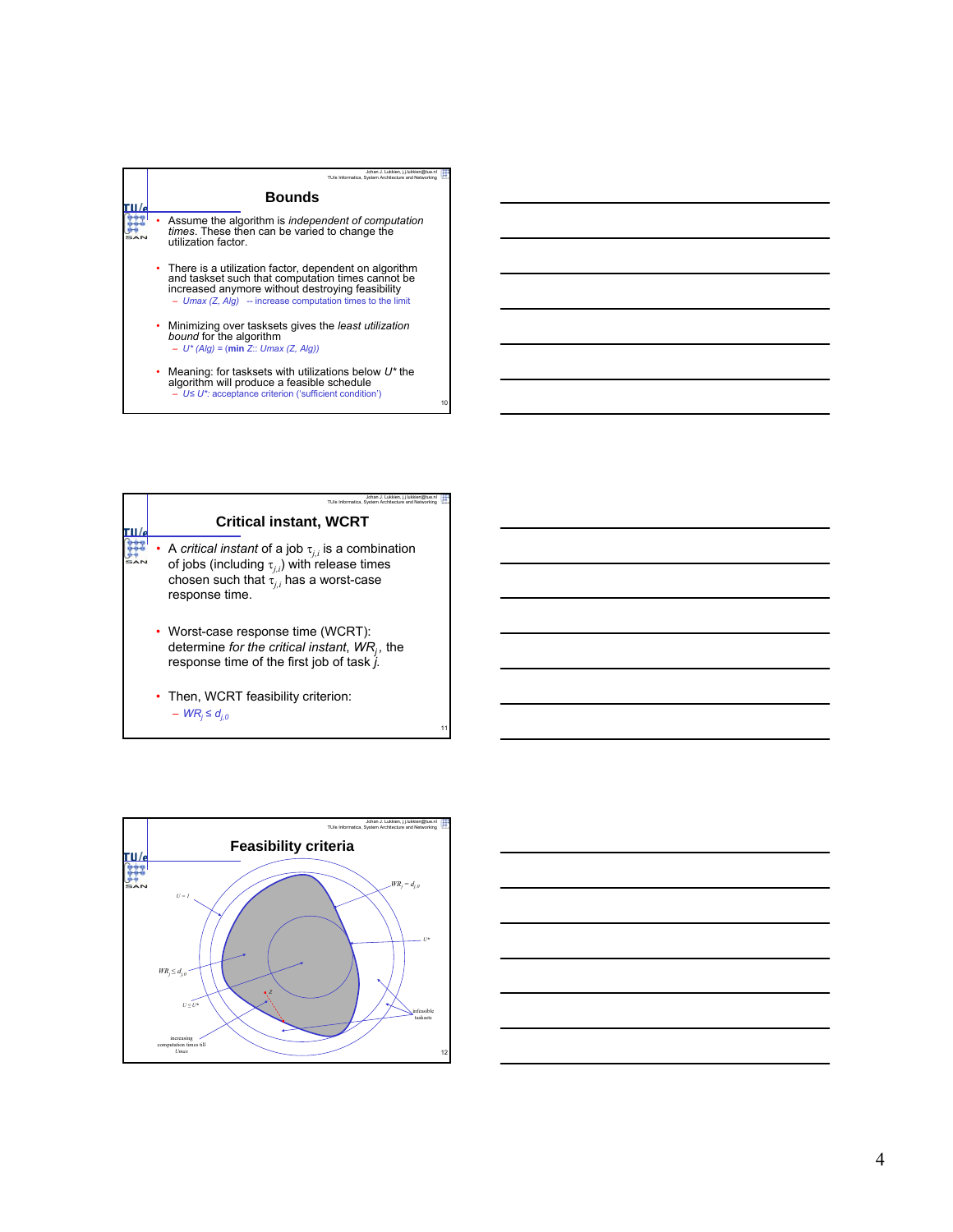## Bounds

- Assume the algorithm is *independent of computation times*. These then can be varied to change the utilization factor.
- There is a utilization factor, dependent on algorithm and taskset such that computation times cannot be increased anymore without destroying feasibility
  - *Umax (Z, Alg)* -- increase computation times to the limit
- Minimizing over tasksets gives the *least utilization bound* for the algorithm
  - *U\* (Alg)* = (**min** *Z*:: *Umax (Z, Alg)*)
- Meaning: for tasksets with utilizations below *U\** the algorithm will produce a feasible schedule
  - *U≤ U\**: acceptance criterion ('sufficient condition')

## Critical instant, WCRT

- A *critical instant* of a job $\tau_{j,i}$ is a combination of jobs (including $\tau_{j,i}$) with release times chosen such that $\tau_{j,i}$ has a worst-case response time.
- Worst-case response time (WCRT): determine *for the critical instant*, $WR_j$, the response time of the first job of task *j*.
- Then, WCRT feasibility criterion:
  - $WR_j \le d_{j,0}$

## Feasibility criteria

$U = 1$

$WR_j = d_{j,0}$

$U^*$

$WR_j \le d_{j,0}$

$Z$

$U \le U^*$

infeasible tasksets

increasing computation times till *Umax*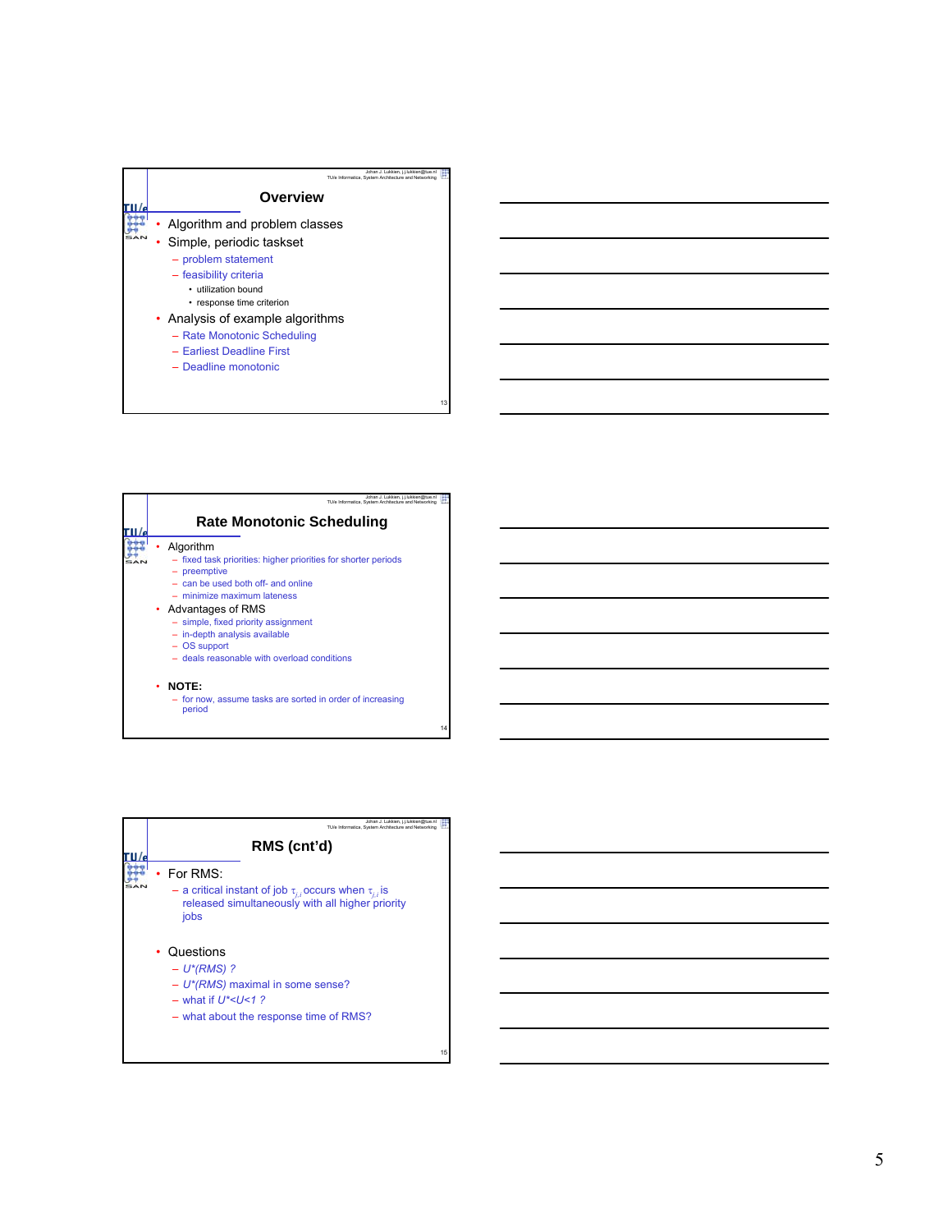## Overview

- Algorithm and problem classes
- Simple, periodic taskset
  - problem statement
  - feasibility criteria
    - utilization bound
    - response time criterion
- Analysis of example algorithms
  - Rate Monotonic Scheduling
  - Earliest Deadline First
  - Deadline monotonic

## Rate Monotonic Scheduling

- Algorithm
  - fixed task priorities: higher priorities for shorter periods
  - preemptive
  - can be used both off- and online
  - minimize maximum lateness
- Advantages of RMS
  - simple, fixed priority assignment
  - in-depth analysis available
  - OS support
  - deals reasonable with overload conditions
- **NOTE:**
  - for now, assume tasks are sorted in order of increasing period

## RMS (cnt'd)

- For RMS:
  - a critical instant of job $\tau_{i,j}$ occurs when $\tau_{i,j}$ is released simultaneously with all higher priority jobs
- Questions
  - *U\*(RMS) ?*
  - *U\*(RMS)* maximal in some sense?
  - what if *U\*<U<1 ?*
  - what about the response time of RMS?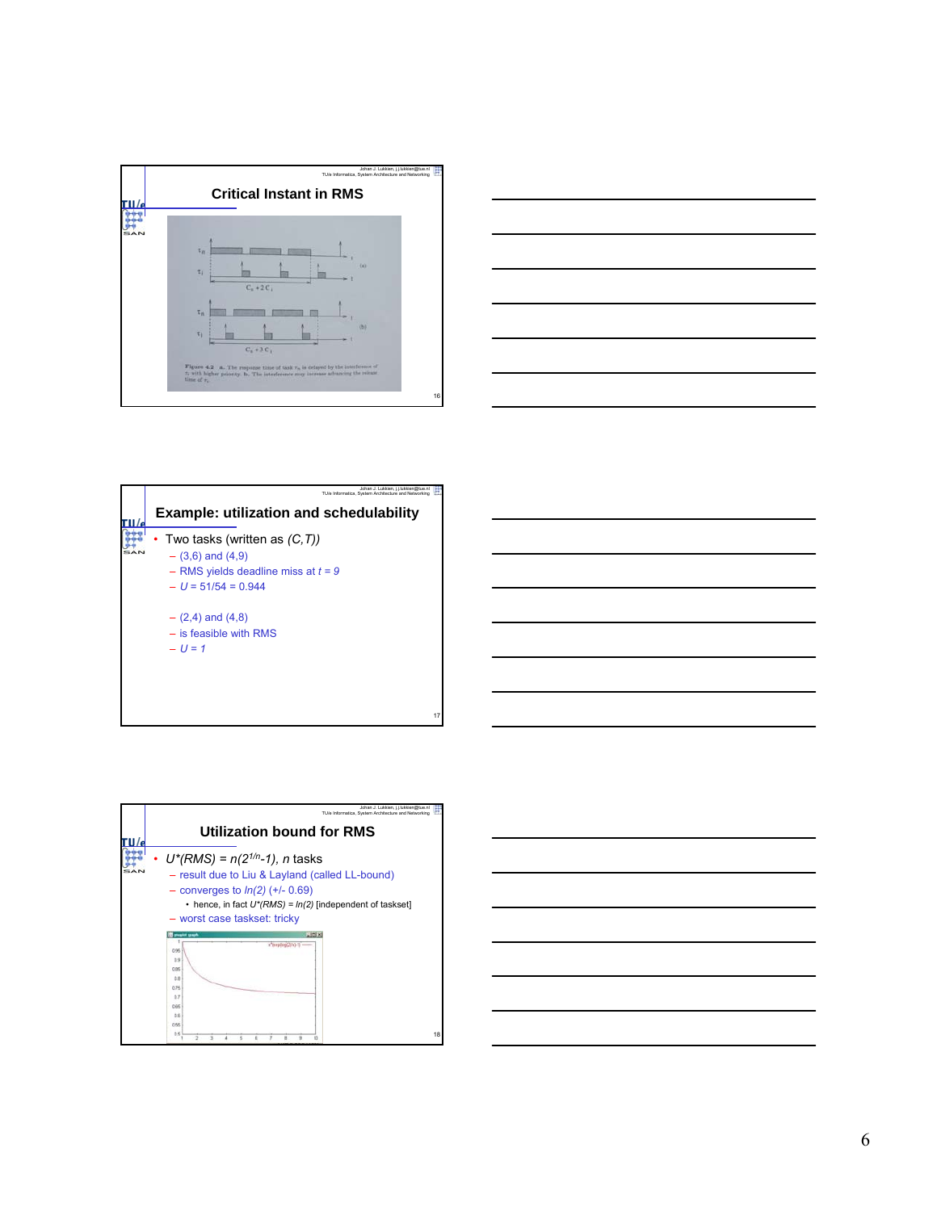## Critical Instant in RMS

Figure 4.2 a. The response time of task $\tau_h$ is delayed by the interference of $\tau_i$ with higher priority. b. The interference may increase advancing the release time of $\tau_i$.

## Example: utilization and schedulability

- Two tasks (written as $(C,T)$)
  - (3,6) and (4,9)
  - RMS yields deadline miss at $t = 9$
  - $U = 51/54 = 0.944$
  - (2,4) and (4,8)
  - is feasible with RMS
  - $U = 1$

## Utilization bound for RMS

- $U^*(RMS) = n(2^{1/n}-1)$, $n$ tasks
  - result due to Liu & Layland (called LL-bound)
  - converges to $ln(2)$ (+/- 0.69)
    - hence, in fact $U^*(RMS) = ln(2)$ [independent of taskset]
  - worst case taskset: tricky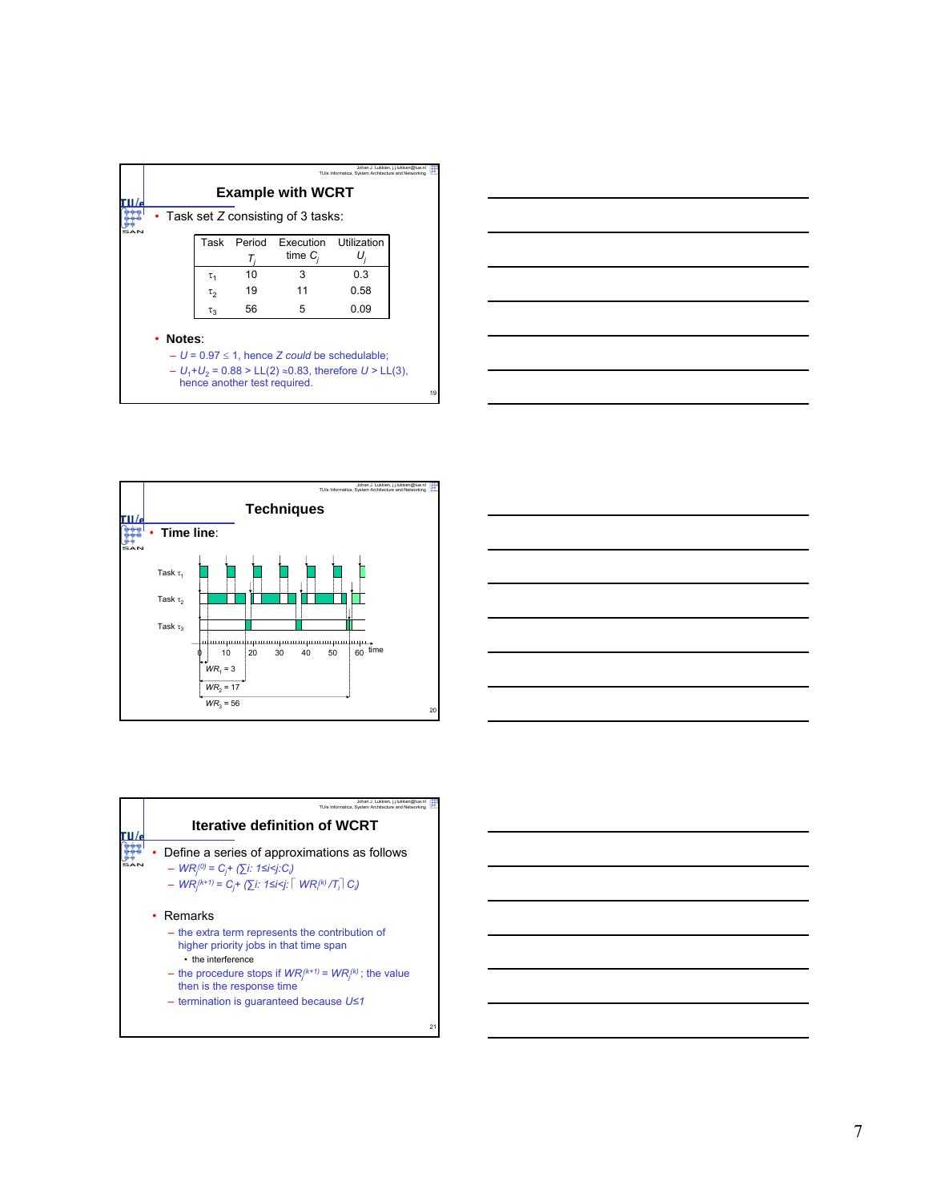## Example with WCRT

- Task set $Z$ consisting of 3 tasks:

| Task | Period $T_j$ | Execution time $C_j$ | Utilization $U_j$ |
|---|---|---|---|
| $\tau_1$ | 10 | 3 | 0.3 |
| $\tau_2$ | 19 | 11 | 0.58 |
| $\tau_3$ | 56 | 5 | 0.09 |

- **Notes**:
  - $U = 0.97 \leq 1$, hence $Z$ *could* be schedulable;
  - $U_1+U_2 = 0.88 > LL(2) \approx 0.83$, therefore $U > LL(3)$, hence another test required.

## Techniques

- **Time line**:

Task $\tau_1$

Task $\tau_2$

Task $\tau_3$

0 10 20 30 40 50 60 time

$WR_1 = 3$

$WR_2 = 17$

$WR_3 = 56$

## Iterative definition of WCRT

- Define a series of approximations as follows
  - $WR_j^{(0)} = C_j + (\sum i: 1 \leq i < j: C_i)$
  - $WR_j^{(k+1)} = C_j + (\sum i: 1 \leq i < j: \lceil WR_j^{(k)} / T_i \rceil C_i)$
- Remarks
  - the extra term represents the contribution of higher priority jobs in that time span
    - the interference
  - the procedure stops if $WR_j^{(k+1)} = WR_j^{(k)}$; the value then is the response time
  - termination is guaranteed because $U \leq 1$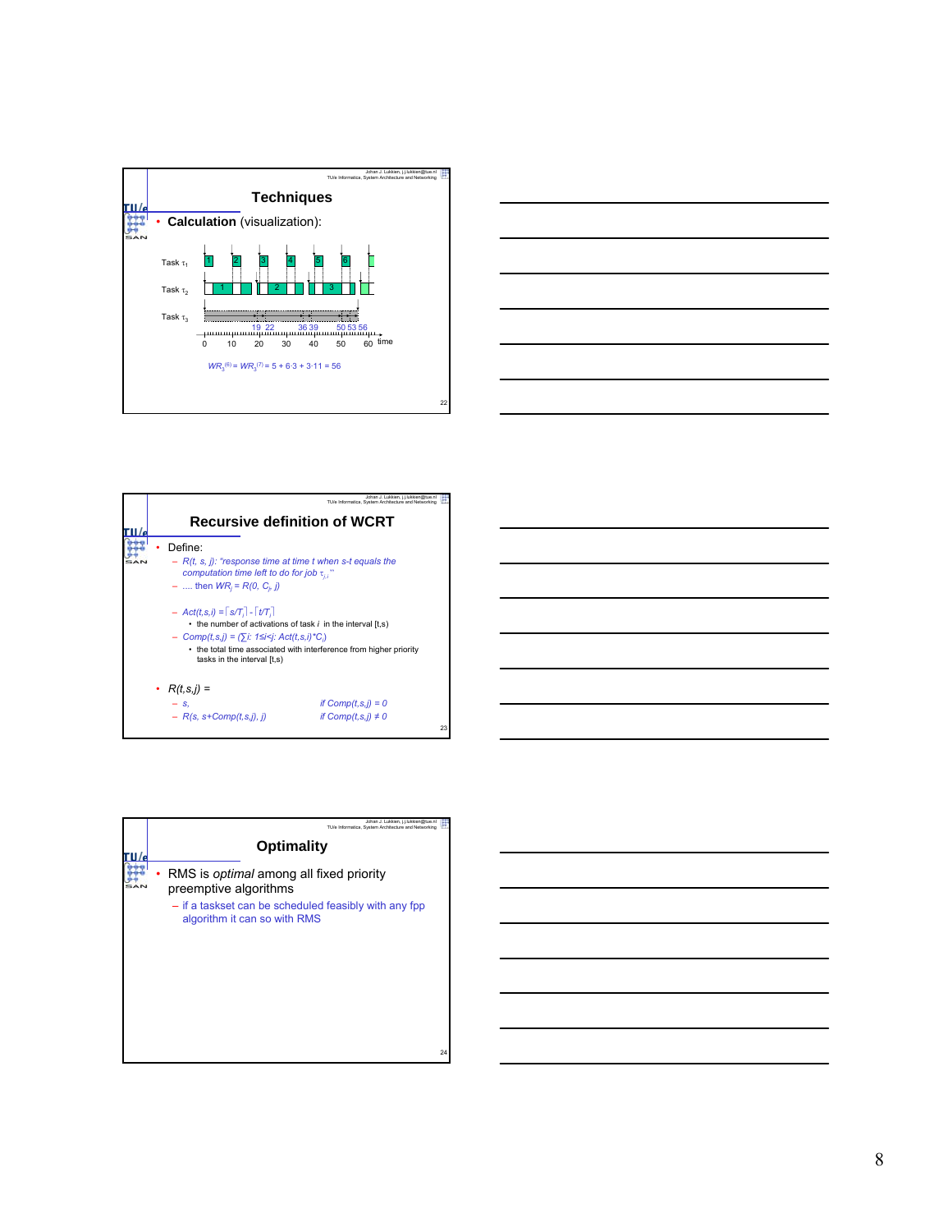## Techniques

- **Calculation** (visualization):

Task $\tau_1$

Task $\tau_2$

Task $\tau_3$

19 22 36 39 50 53 56

0 10 20 30 40 50 60 time

$WR_3^{(6)} = WR_3^{(7)} = 5 + 6{\cdot}3 + 3{\cdot}11 = 56$

## Recursive definition of WCRT

- Define:
  - $R(t, s, j)$: "response time at time $t$ when $s$-$t$ equals the computation time left to do for job $\tau_{j,i}$"
  - .... then $WR_j = R(0, C_j, j)$
  - $Act(t,s,i) = \lceil s/T_i \rceil - \lceil t/T_i \rceil$
    - the number of activations of task $i$ in the interval $[t,s)$
  - $Comp(t,s,j) = (\sum i{:}\ 1 \le i < j{:}\ Act(t,s,i) * C_i)$
    - the total time associated with interference from higher priority tasks in the interval $[t,s)$
- $R(t,s,j) =$
  - $s$, if $Comp(t,s,j) = 0$
  - $R(s, s+Comp(t,s,j), j)$ if $Comp(t,s,j) \neq 0$

## Optimality

- RMS is *optimal* among all fixed priority preemptive algorithms
  - if a taskset can be scheduled feasibly with any fpp algorithm it can so with RMS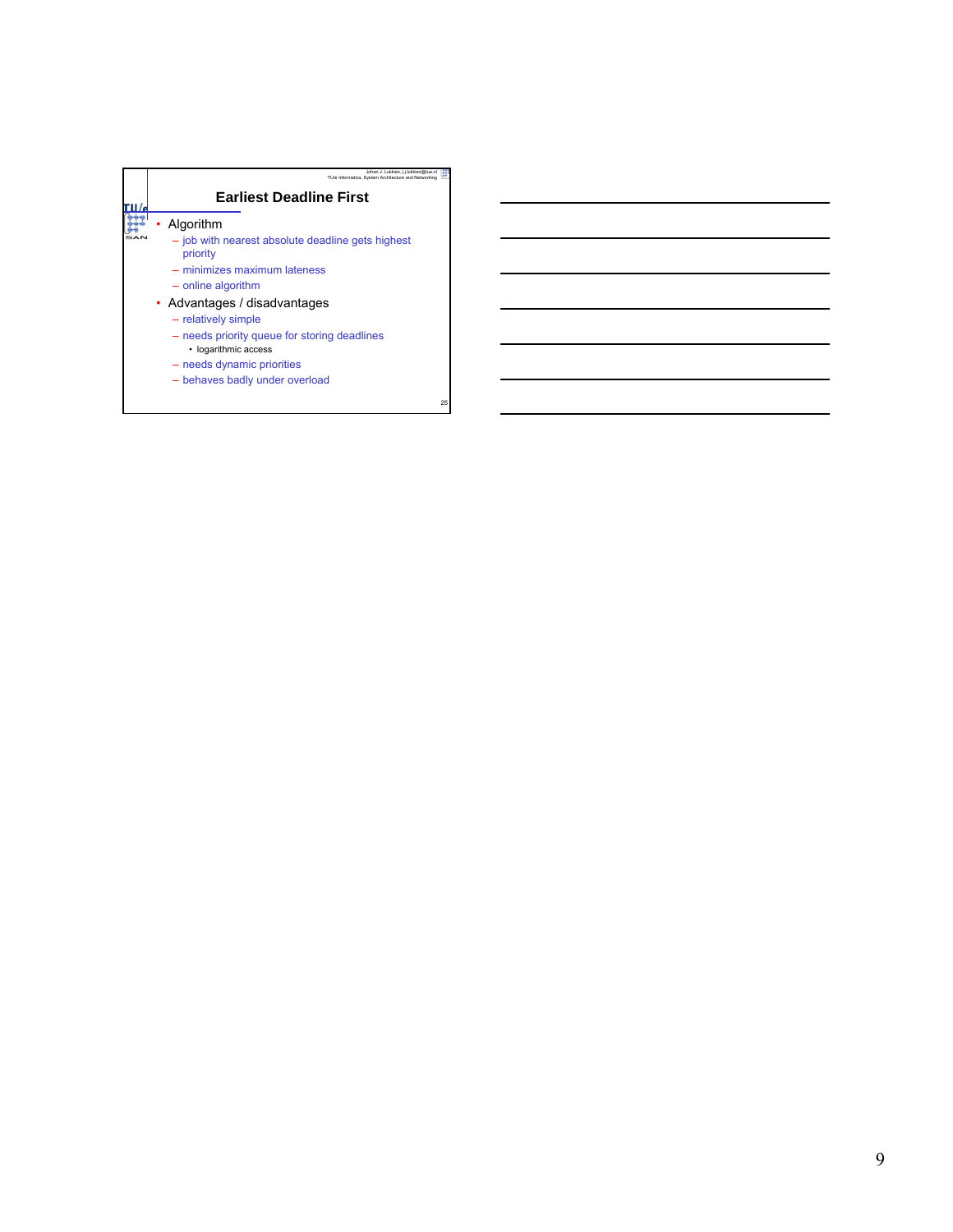## Earliest Deadline First

- Algorithm
  - job with nearest absolute deadline gets highest priority
  - minimizes maximum lateness
  - online algorithm
- Advantages / disadvantages
  - relatively simple
  - needs priority queue for storing deadlines
    - logarithmic access
  - needs dynamic priorities
  - behaves badly under overload